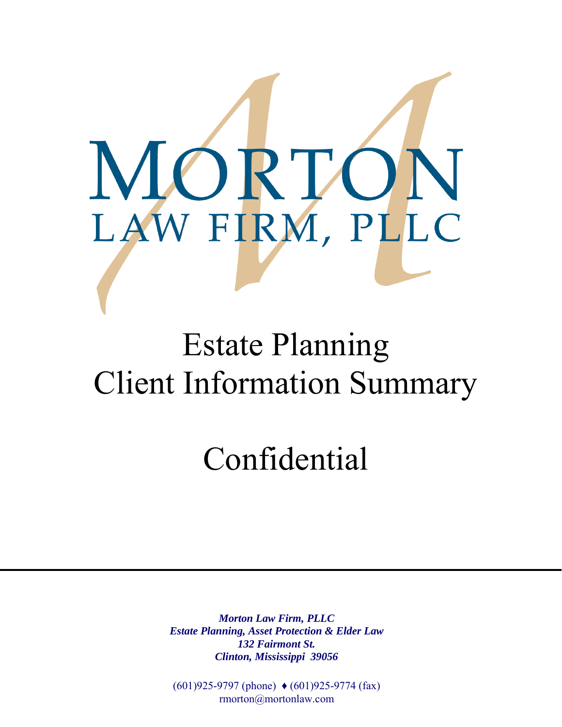# MORTON
## LAW FIRM, PLLC

# Estate Planning
# Client Information Summary

# Confidential

---

***Morton Law Firm, PLLC***
***Estate Planning, Asset Protection & Elder Law***
***132 Fairmont St.***
***Clinton, Mississippi 39056***

(601)925-9797 (phone) ♦ (601)925-9774 (fax)
rmorton@mortonlaw.com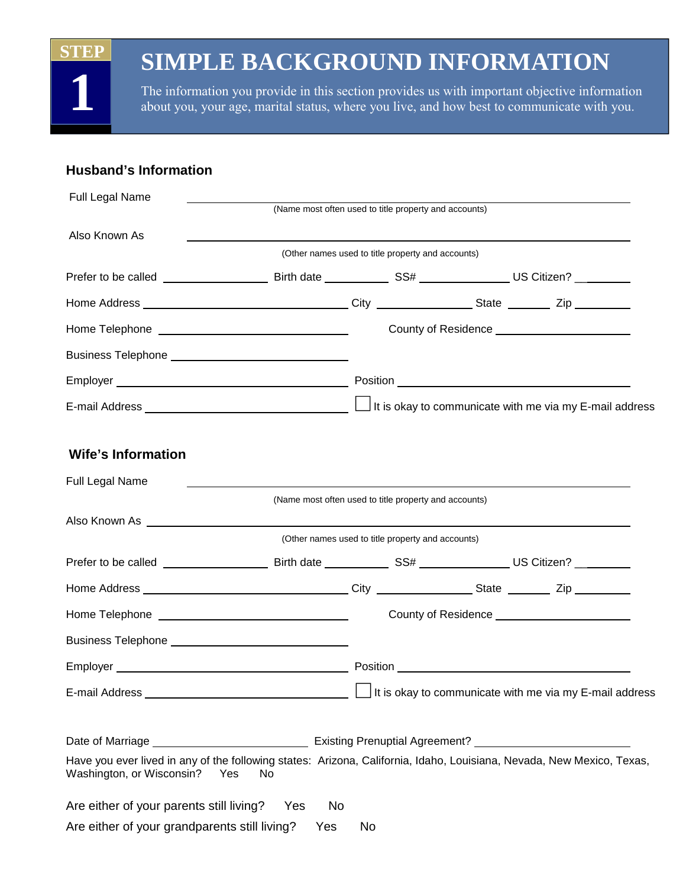# STEP 1 SIMPLE BACKGROUND INFORMATION

The information you provide in this section provides us with important objective information about you, your age, marital status, where you live, and how best to communicate with you.

## Husband's Information

Full Legal Name ______________________________________________
(Name most often used to title property and accounts)

Also Known As ______________________________________________
(Other names used to title property and accounts)

Prefer to be called ____________ Birth date ________ SS# __________ US Citizen? ______

Home Address ________________________ City ___________ State _____ Zip _______

Home Telephone ______________________ County of Residence ________________

Business Telephone ______________________

Employer ________________________ Position ____________________________

E-mail Address ______________________ ☐ It is okay to communicate with me via my E-mail address

## Wife's Information

Full Legal Name ______________________________________________
(Name most often used to title property and accounts)

Also Known As ______________________________________________
(Other names used to title property and accounts)

Prefer to be called ____________ Birth date ________ SS# __________ US Citizen? ______

Home Address ________________________ City ___________ State _____ Zip _______

Home Telephone ______________________ County of Residence ________________

Business Telephone ______________________

Employer ________________________ Position ____________________________

E-mail Address ______________________ ☐ It is okay to communicate with me via my E-mail address

Date of Marriage __________________ Existing Prenuptial Agreement? __________________

Have you ever lived in any of the following states: Arizona, California, Idaho, Louisiana, Nevada, New Mexico, Texas, Washington, or Wisconsin? Yes No

Are either of your parents still living? Yes No

Are either of your grandparents still living? Yes No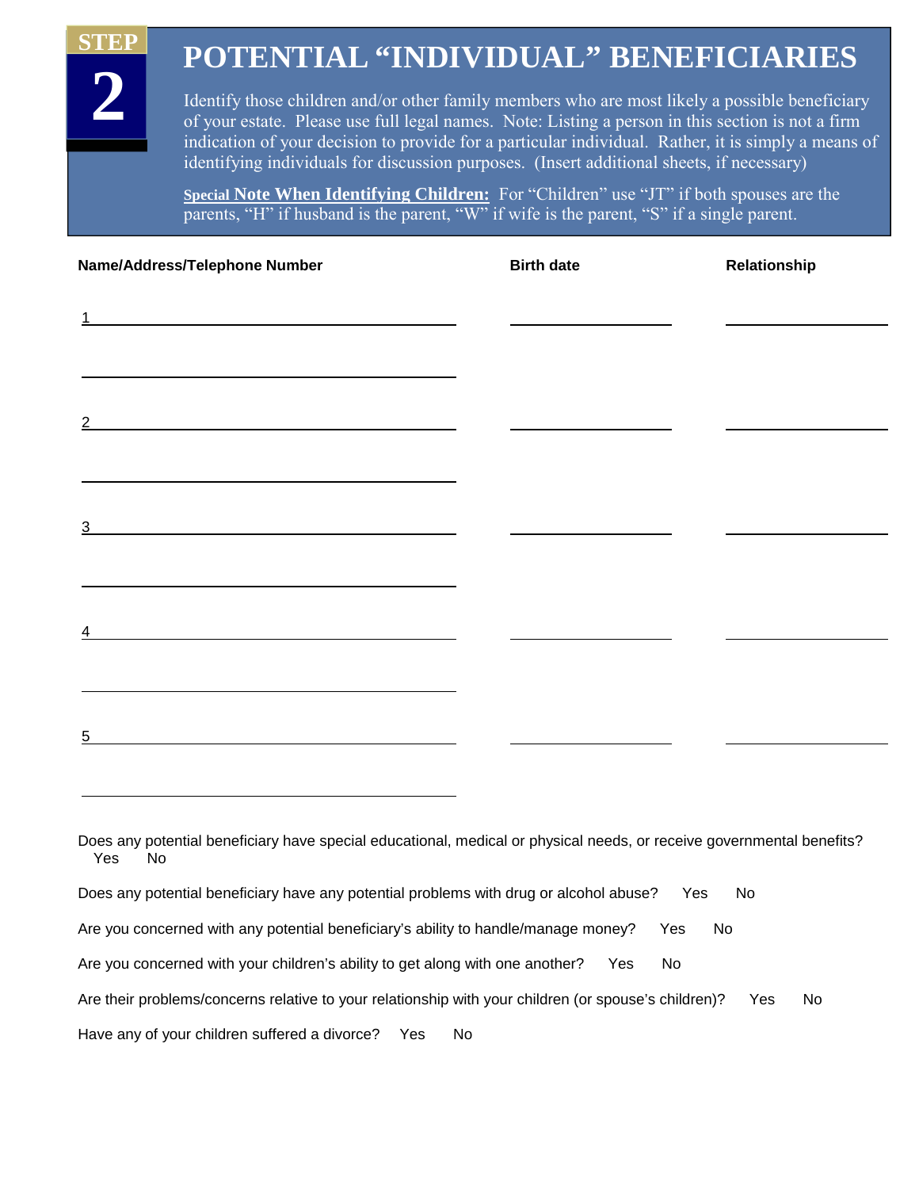# STEP 2

# POTENTIAL "INDIVIDUAL" BENEFICIARIES

Identify those children and/or other family members who are most likely a possible beneficiary of your estate. Please use full legal names. Note: Listing a person in this section is not a firm indication of your decision to provide for a particular individual. Rather, it is simply a means of identifying individuals for discussion purposes. (Insert additional sheets, if necessary)

**Special Note When Identifying Children:** For "Children" use "JT" if both spouses are the parents, "H" if husband is the parent, "W" if wife is the parent, "S" if a single parent.

| Name/Address/Telephone Number | Birth date | Relationship |
|---|---|---|
| 1 ______________________________ | ______________ | ______________ |
| ______________________________ | | |
| 2 ______________________________ | ______________ | ______________ |
| ______________________________ | | |
| 3 ______________________________ | ______________ | ______________ |
| ______________________________ | | |
| 4 ______________________________ | ______________ | ______________ |
| ______________________________ | | |
| 5 ______________________________ | ______________ | ______________ |
| ______________________________ | | |

Does any potential beneficiary have special educational, medical or physical needs, or receive governmental benefits? Yes No

Does any potential beneficiary have any potential problems with drug or alcohol abuse? Yes No

Are you concerned with any potential beneficiary's ability to handle/manage money? Yes No

Are you concerned with your children's ability to get along with one another? Yes No

Are their problems/concerns relative to your relationship with your children (or spouse's children)? Yes No

Have any of your children suffered a divorce? Yes No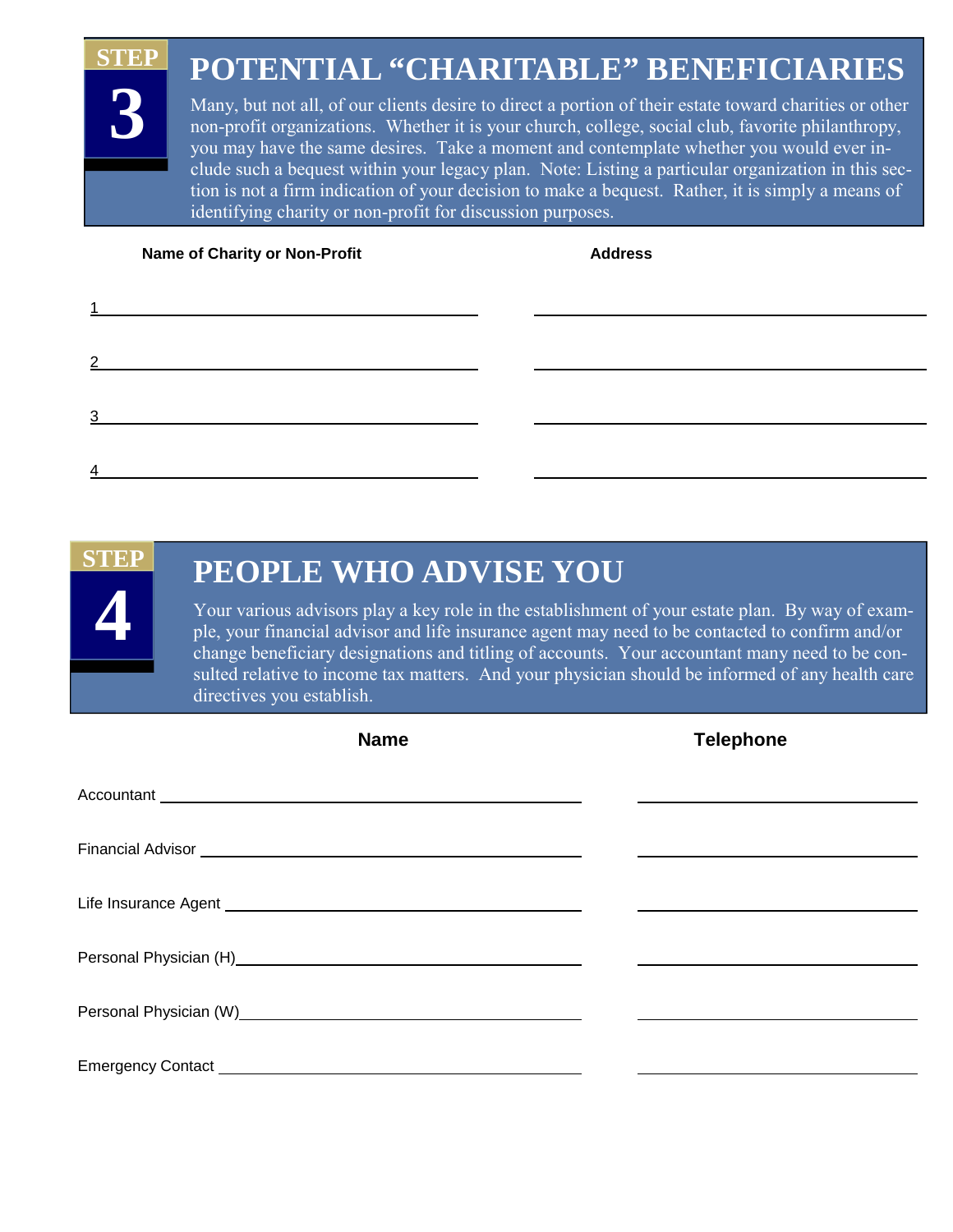## STEP 3

# POTENTIAL "CHARITABLE" BENEFICIARIES

Many, but not all, of our clients desire to direct a portion of their estate toward charities or other non-profit organizations. Whether it is your church, college, social club, favorite philanthropy, you may have the same desires. Take a moment and contemplate whether you would ever include such a bequest within your legacy plan. Note: Listing a particular organization in this section is not a firm indication of your decision to make a bequest. Rather, it is simply a means of identifying charity or non-profit for discussion purposes.

| | Name of Charity or Non-Profit | Address |
|---|---|---|
| 1 | | |
| 2 | | |
| 3 | | |
| 4 | | |

## STEP 4

# PEOPLE WHO ADVISE YOU

Your various advisors play a key role in the establishment of your estate plan. By way of example, your financial advisor and life insurance agent may need to be contacted to confirm and/or change beneficiary designations and titling of accounts. Your accountant many need to be consulted relative to income tax matters. And your physician should be informed of any health care directives you establish.

| | Name | Telephone |
|---|---|---|
| Accountant | | |
| Financial Advisor | | |
| Life Insurance Agent | | |
| Personal Physician (H) | | |
| Personal Physician (W) | | |
| Emergency Contact | | |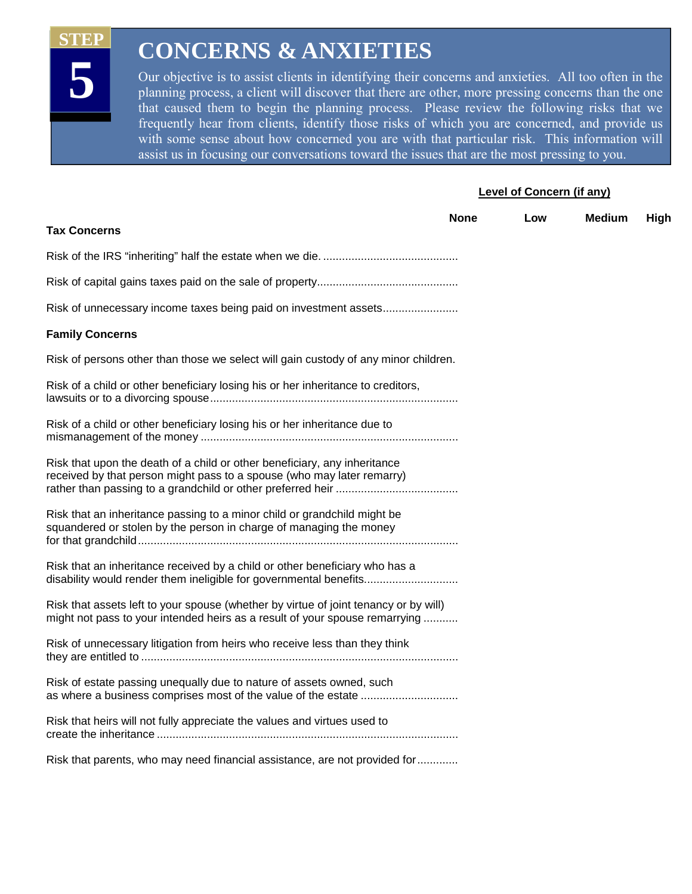# STEP 5

## CONCERNS & ANXIETIES

Our objective is to assist clients in identifying their concerns and anxieties. All too often in the planning process, a client will discover that there are other, more pressing concerns than the one that caused them to begin the planning process. Please review the following risks that we frequently hear from clients, identify those risks of which you are concerned, and provide us with some sense about how concerned you are with that particular risk. This information will assist us in focusing our conversations toward the issues that are the most pressing to you.

| | Level of Concern (if any) | | | |
|---|---|---|---|---|
| | **None** | **Low** | **Medium** | **High** |
| **Tax Concerns** | | | | |
| Risk of the IRS "inheriting" half the estate when we die. | | | | |
| Risk of capital gains taxes paid on the sale of property | | | | |
| Risk of unnecessary income taxes being paid on investment assets | | | | |
| **Family Concerns** | | | | |
| Risk of persons other than those we select will gain custody of any minor children. | | | | |
| Risk of a child or other beneficiary losing his or her inheritance to creditors, lawsuits or to a divorcing spouse | | | | |
| Risk of a child or other beneficiary losing his or her inheritance due to mismanagement of the money | | | | |
| Risk that upon the death of a child or other beneficiary, any inheritance received by that person might pass to a spouse (who may later remarry) rather than passing to a grandchild or other preferred heir | | | | |
| Risk that an inheritance passing to a minor child or grandchild might be squandered or stolen by the person in charge of managing the money for that grandchild | | | | |
| Risk that an inheritance received by a child or other beneficiary who has a disability would render them ineligible for governmental benefits | | | | |
| Risk that assets left to your spouse (whether by virtue of joint tenancy or by will) might not pass to your intended heirs as a result of your spouse remarrying | | | | |
| Risk of unnecessary litigation from heirs who receive less than they think they are entitled to | | | | |
| Risk of estate passing unequally due to nature of assets owned, such as where a business comprises most of the value of the estate | | | | |
| Risk that heirs will not fully appreciate the values and virtues used to create the inheritance | | | | |
| Risk that parents, who may need financial assistance, are not provided for | | | | |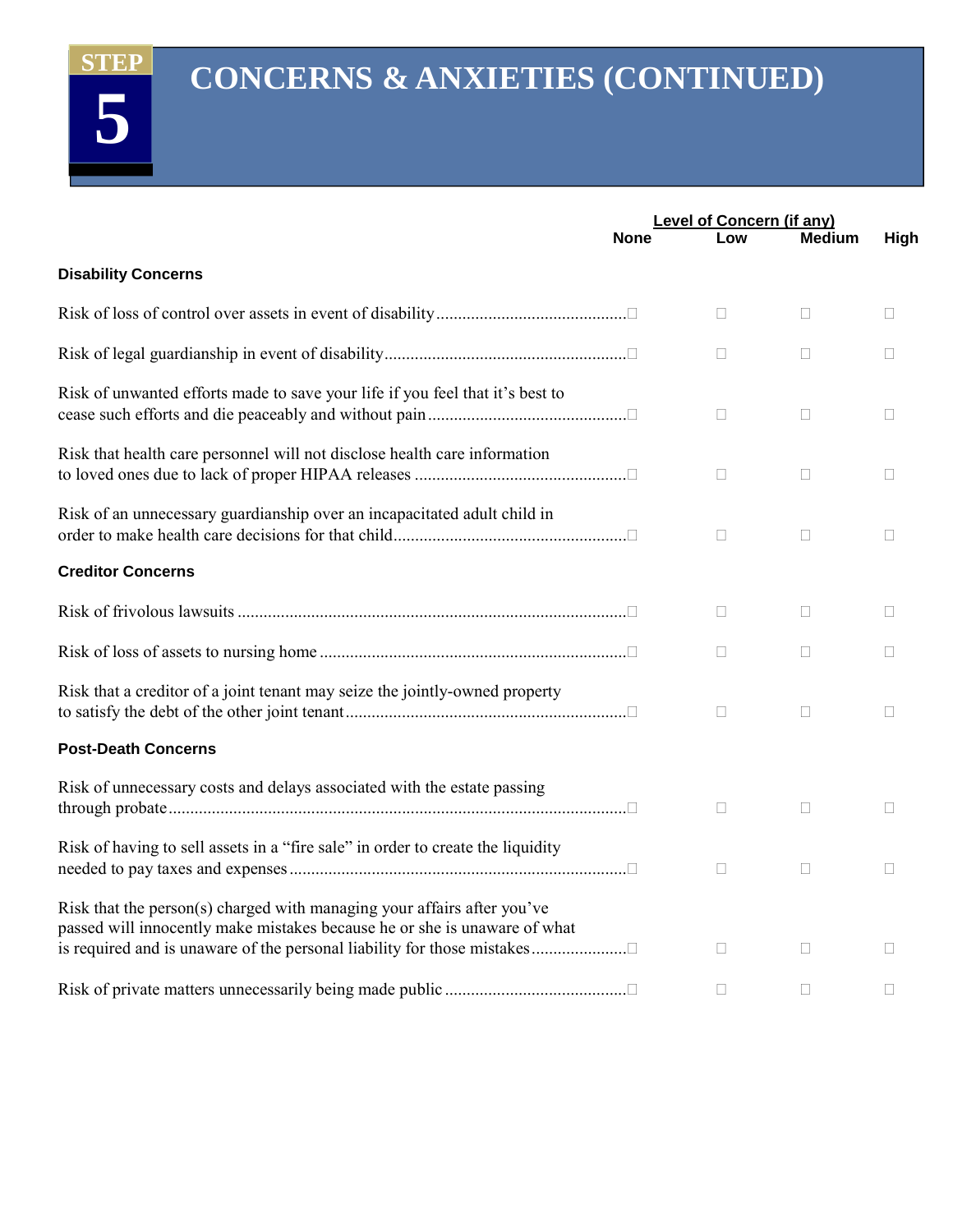# STEP 5 CONCERNS & ANXIETIES (CONTINUED)

| | Level of Concern (if any) | | | |
|---|---|---|---|---|
| | None | Low | Medium | High |
| **Disability Concerns** | | | | |
| Risk of loss of control over assets in event of disability | ☐ | ☐ | ☐ | ☐ |
| Risk of legal guardianship in event of disability | ☐ | ☐ | ☐ | ☐ |
| Risk of unwanted efforts made to save your life if you feel that it's best to cease such efforts and die peaceably and without pain | ☐ | ☐ | ☐ | ☐ |
| Risk that health care personnel will not disclose health care information to loved ones due to lack of proper HIPAA releases | ☐ | ☐ | ☐ | ☐ |
| Risk of an unnecessary guardianship over an incapacitated adult child in order to make health care decisions for that child | ☐ | ☐ | ☐ | ☐ |
| **Creditor Concerns** | | | | |
| Risk of frivolous lawsuits | ☐ | ☐ | ☐ | ☐ |
| Risk of loss of assets to nursing home | ☐ | ☐ | ☐ | ☐ |
| Risk that a creditor of a joint tenant may seize the jointly-owned property to satisfy the debt of the other joint tenant | ☐ | ☐ | ☐ | ☐ |
| **Post-Death Concerns** | | | | |
| Risk of unnecessary costs and delays associated with the estate passing through probate | ☐ | ☐ | ☐ | ☐ |
| Risk of having to sell assets in a "fire sale" in order to create the liquidity needed to pay taxes and expenses | ☐ | ☐ | ☐ | ☐ |
| Risk that the person(s) charged with managing your affairs after you've passed will innocently make mistakes because he or she is unaware of what is required and is unaware of the personal liability for those mistakes | ☐ | ☐ | ☐ | ☐ |
| Risk of private matters unnecessarily being made public | ☐ | ☐ | ☐ | ☐ |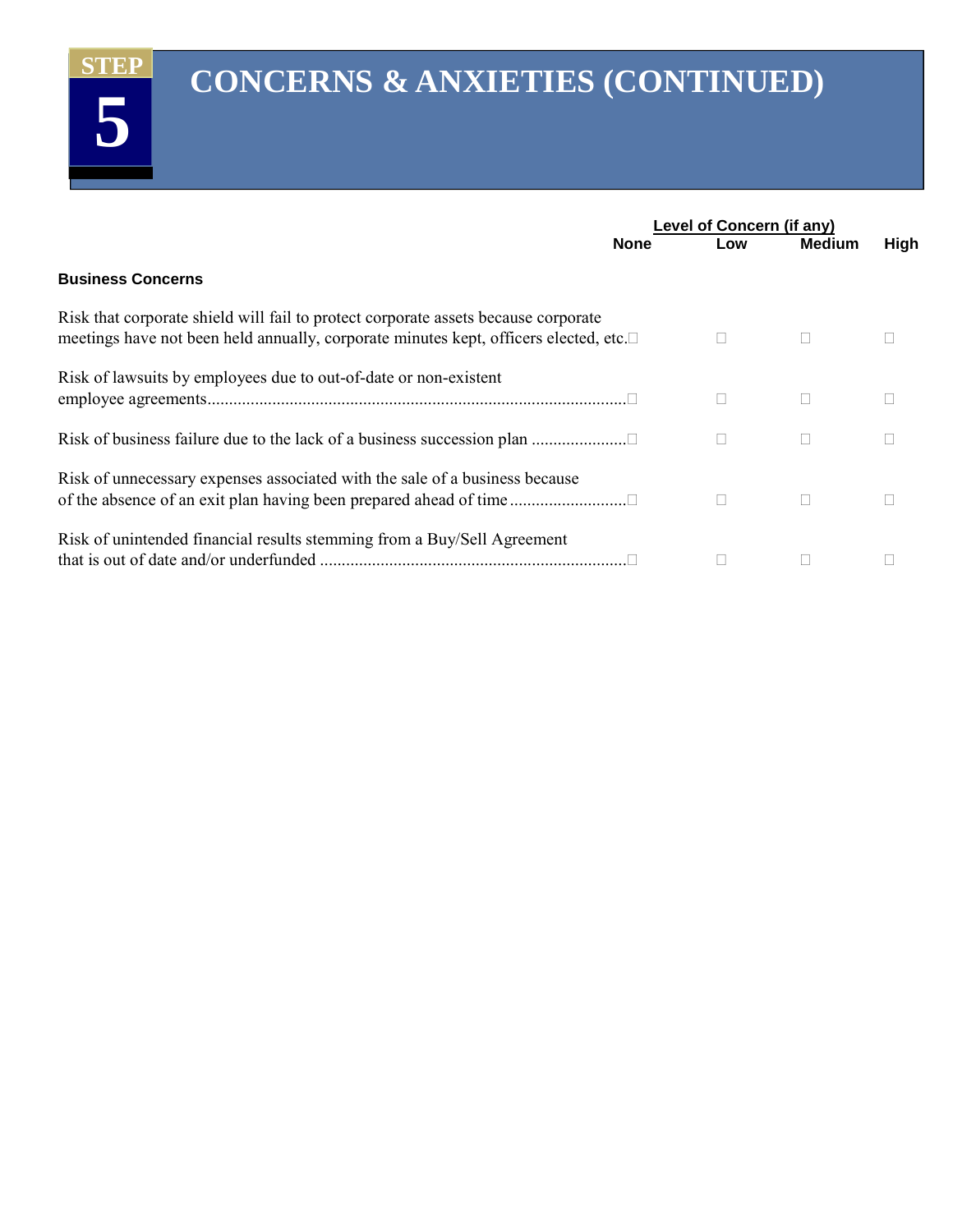# STEP 5 CONCERNS & ANXIETIES (CONTINUED)

| | Level of Concern (if any) | | | |
|---|---|---|---|---|
| | None | Low | Medium | High |
| **Business Concerns** | | | | |
| Risk that corporate shield will fail to protect corporate assets because corporate meetings have not been held annually, corporate minutes kept, officers elected, etc. | ☐ | ☐ | ☐ | ☐ |
| Risk of lawsuits by employees due to out-of-date or non-existent employee agreements | ☐ | ☐ | ☐ | ☐ |
| Risk of business failure due to the lack of a business succession plan | ☐ | ☐ | ☐ | ☐ |
| Risk of unnecessary expenses associated with the sale of a business because of the absence of an exit plan having been prepared ahead of time | ☐ | ☐ | ☐ | ☐ |
| Risk of unintended financial results stemming from a Buy/Sell Agreement that is out of date and/or underfunded | ☐ | ☐ | ☐ | ☐ |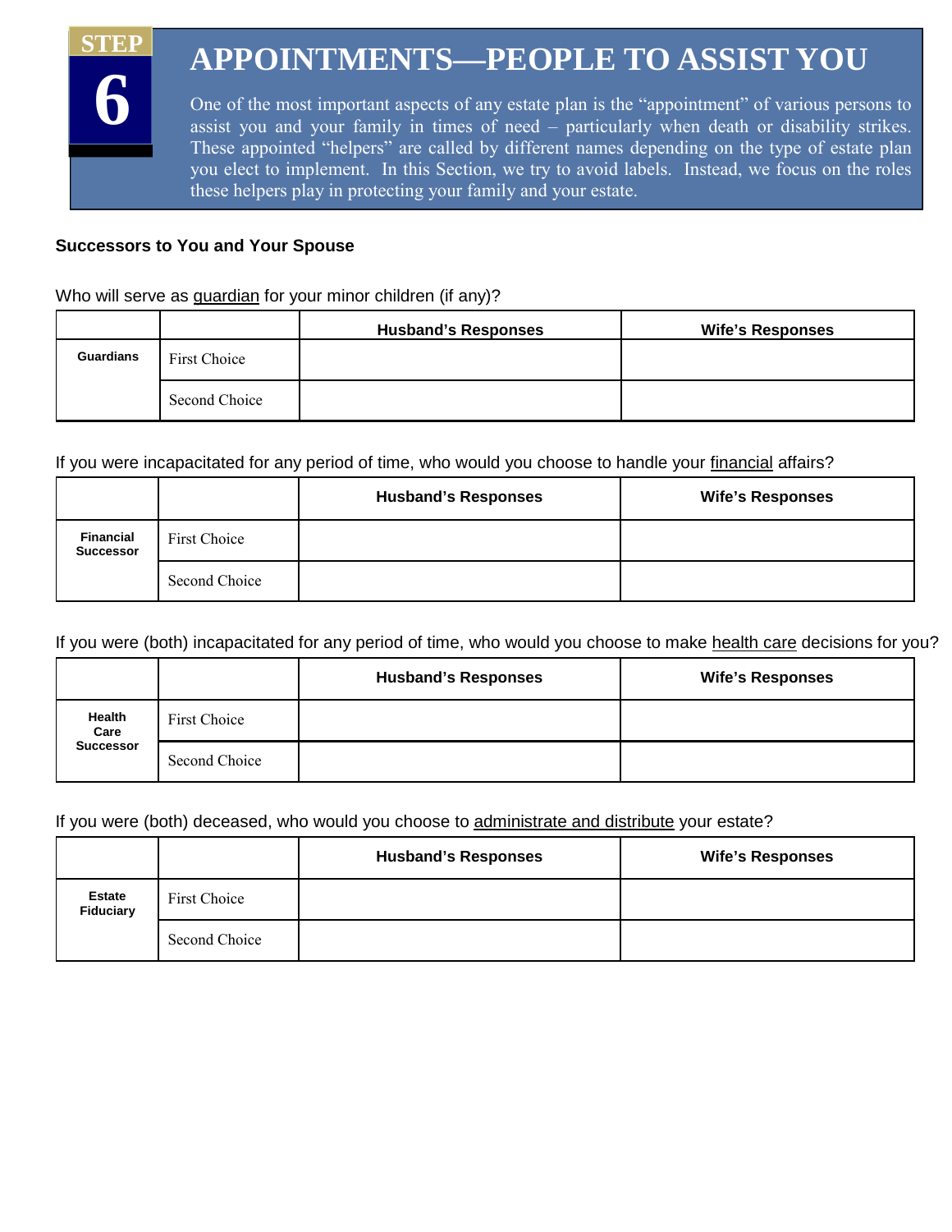# STEP 6

# APPOINTMENTS—PEOPLE TO ASSIST YOU

One of the most important aspects of any estate plan is the "appointment" of various persons to assist you and your family in times of need – particularly when death or disability strikes. These appointed "helpers" are called by different names depending on the type of estate plan you elect to implement. In this Section, we try to avoid labels. Instead, we focus on the roles these helpers play in protecting your family and your estate.

**Successors to You and Your Spouse**

Who will serve as guardian for your minor children (if any)?

| | | Husband's Responses | Wife's Responses |
|---|---|---|---|
| **Guardians** | First Choice | | |
| | Second Choice | | |

If you were incapacitated for any period of time, who would you choose to handle your financial affairs?

| | | Husband's Responses | Wife's Responses |
|---|---|---|---|
| **Financial Successor** | First Choice | | |
| | Second Choice | | |

If you were (both) incapacitated for any period of time, who would you choose to make health care decisions for you?

| | | Husband's Responses | Wife's Responses |
|---|---|---|---|
| **Health Care Successor** | First Choice | | |
| | Second Choice | | |

If you were (both) deceased, who would you choose to administrate and distribute your estate?

| | | Husband's Responses | Wife's Responses |
|---|---|---|---|
| **Estate Fiduciary** | First Choice | | |
| | Second Choice | | |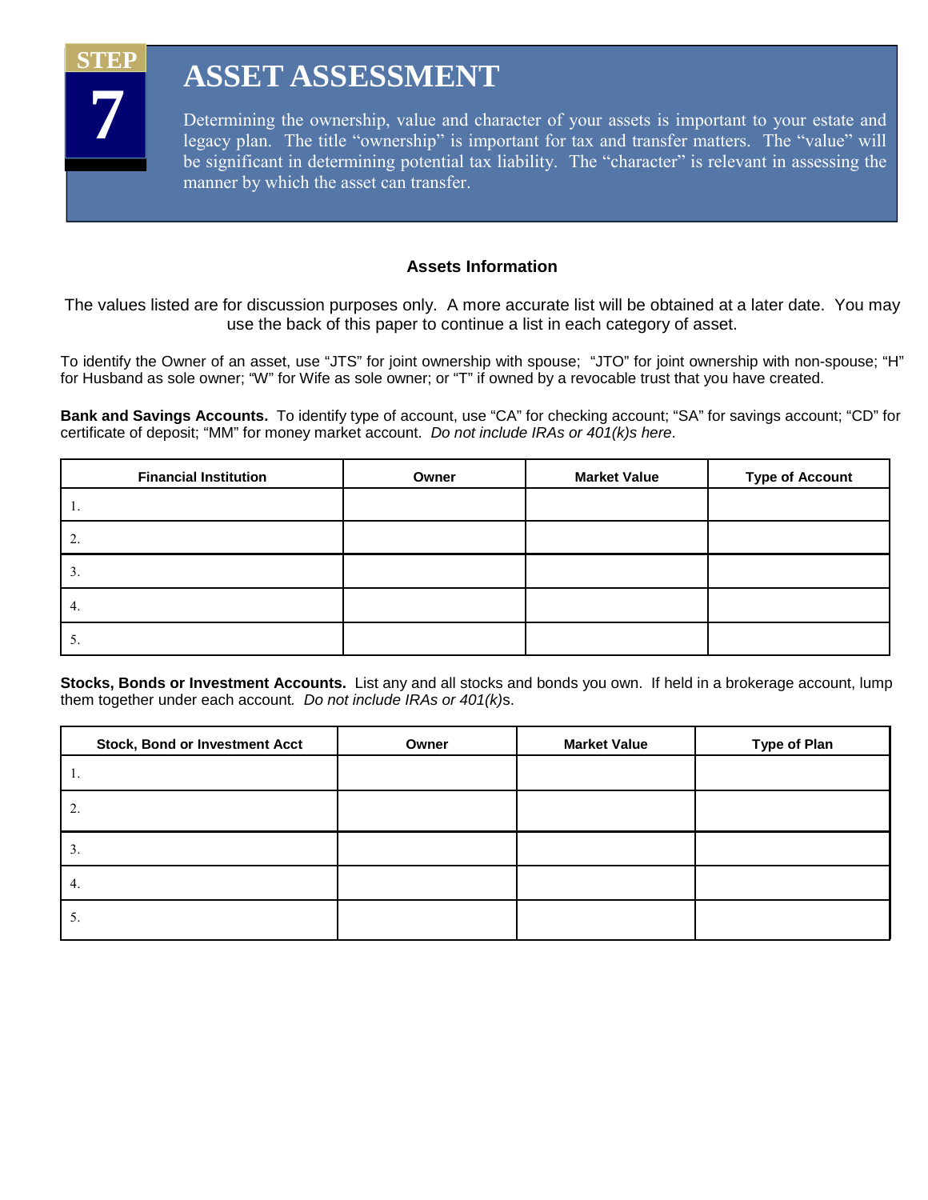# STEP 7

# ASSET ASSESSMENT

Determining the ownership, value and character of your assets is important to your estate and legacy plan. The title "ownership" is important for tax and transfer matters. The "value" will be significant in determining potential tax liability. The "character" is relevant in assessing the manner by which the asset can transfer.

### Assets Information

The values listed are for discussion purposes only. A more accurate list will be obtained at a later date. You may use the back of this paper to continue a list in each category of asset.

To identify the Owner of an asset, use "JTS" for joint ownership with spouse; "JTO" for joint ownership with non-spouse; "H" for Husband as sole owner; "W" for Wife as sole owner; or "T" if owned by a revocable trust that you have created.

**Bank and Savings Accounts.** To identify type of account, use "CA" for checking account; "SA" for savings account; "CD" for certificate of deposit; "MM" for money market account. *Do not include IRAs or 401(k)s here*.

| Financial Institution | Owner | Market Value | Type of Account |
|---|---|---|---|
| 1. | | | |
| 2. | | | |
| 3. | | | |
| 4. | | | |
| 5. | | | |

**Stocks, Bonds or Investment Accounts.** List any and all stocks and bonds you own. If held in a brokerage account, lump them together under each account*. Do not include IRAs or 401(k)*s.

| Stock, Bond or Investment Acct | Owner | Market Value | Type of Plan |
|---|---|---|---|
| 1. | | | |
| 2. | | | |
| 3. | | | |
| 4. | | | |
| 5. | | | |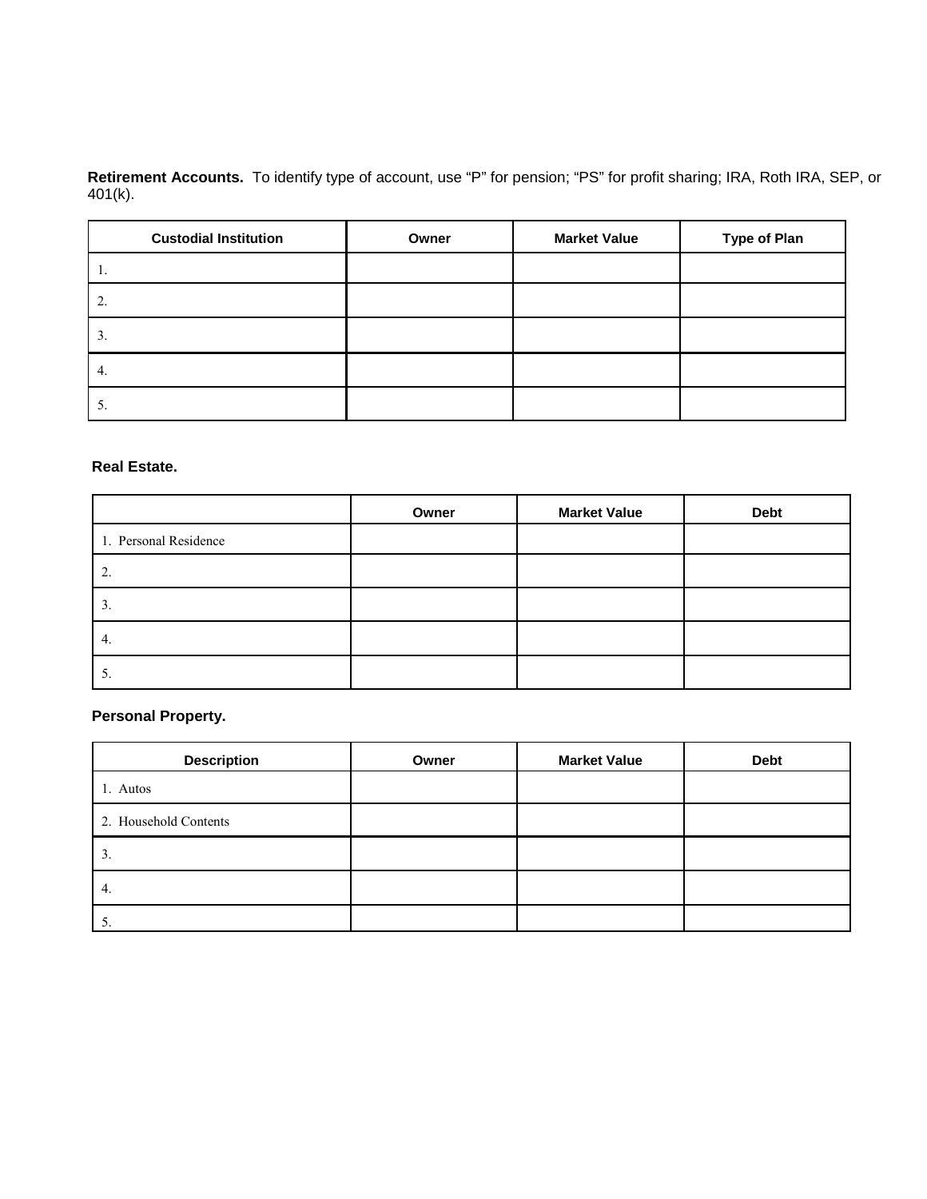**Retirement Accounts.** To identify type of account, use "P" for pension; "PS" for profit sharing; IRA, Roth IRA, SEP, or 401(k).

| Custodial Institution | Owner | Market Value | Type of Plan |
|---|---|---|---|
| 1. | | | |
| 2. | | | |
| 3. | | | |
| 4. | | | |
| 5. | | | |

**Real Estate.**

| | Owner | Market Value | Debt |
|---|---|---|---|
| 1. Personal Residence | | | |
| 2. | | | |
| 3. | | | |
| 4. | | | |
| 5. | | | |

**Personal Property.**

| Description | Owner | Market Value | Debt |
|---|---|---|---|
| 1. Autos | | | |
| 2. Household Contents | | | |
| 3. | | | |
| 4. | | | |
| 5. | | | |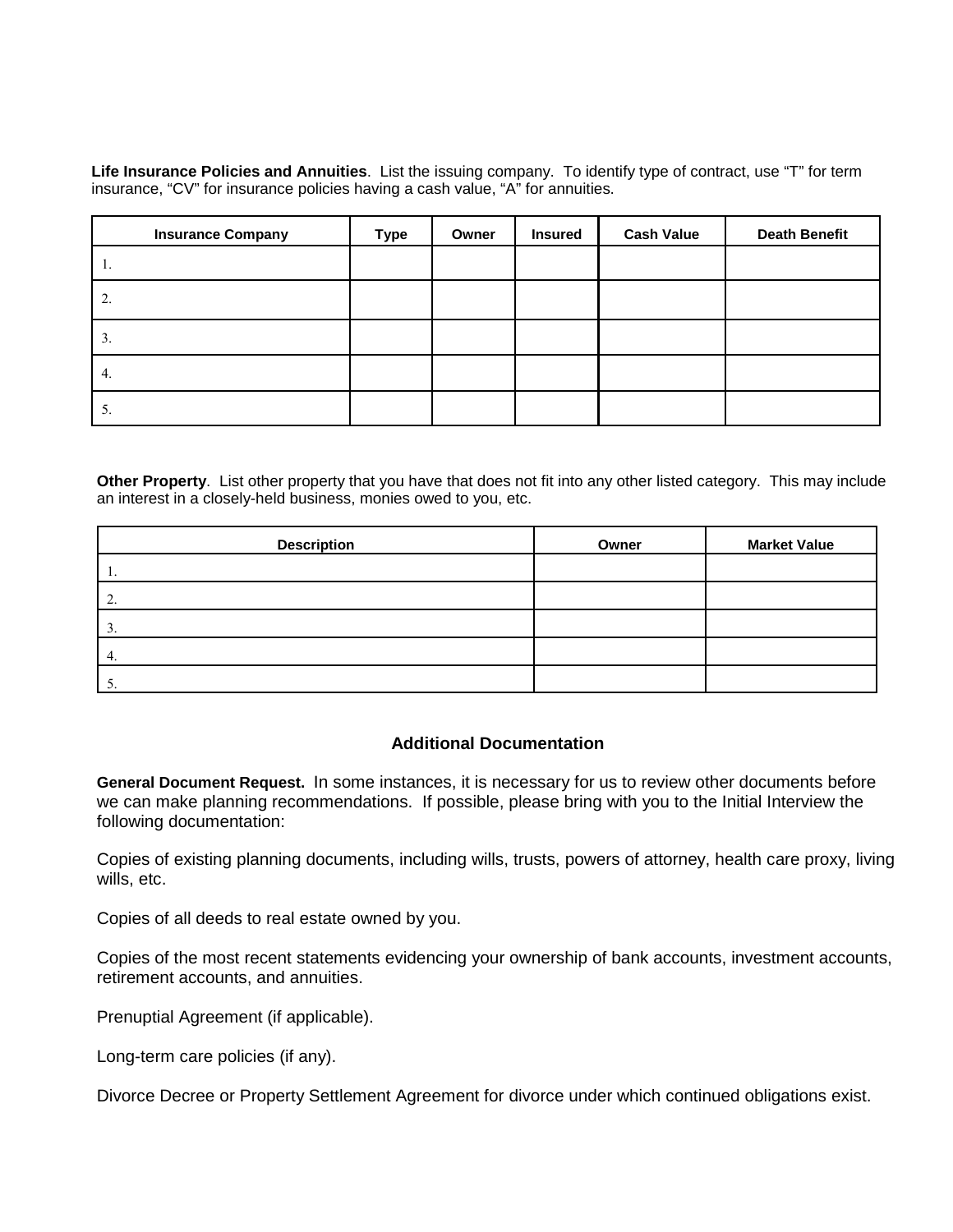**Life Insurance Policies and Annuities**. List the issuing company. To identify type of contract, use "T" for term insurance, "CV" for insurance policies having a cash value, "A" for annuities.

| Insurance Company | Type | Owner | Insured | Cash Value | Death Benefit |
|---|---|---|---|---|---|
| 1. | | | | | |
| 2. | | | | | |
| 3. | | | | | |
| 4. | | | | | |
| 5. | | | | | |

**Other Property**. List other property that you have that does not fit into any other listed category. This may include an interest in a closely-held business, monies owed to you, etc.

| Description | Owner | Market Value |
|---|---|---|
| 1. | | |
| 2. | | |
| 3. | | |
| 4. | | |
| 5. | | |

## Additional Documentation

**General Document Request.** In some instances, it is necessary for us to review other documents before we can make planning recommendations. If possible, please bring with you to the Initial Interview the following documentation:

Copies of existing planning documents, including wills, trusts, powers of attorney, health care proxy, living wills, etc.

Copies of all deeds to real estate owned by you.

Copies of the most recent statements evidencing your ownership of bank accounts, investment accounts, retirement accounts, and annuities.

Prenuptial Agreement (if applicable).

Long-term care policies (if any).

Divorce Decree or Property Settlement Agreement for divorce under which continued obligations exist.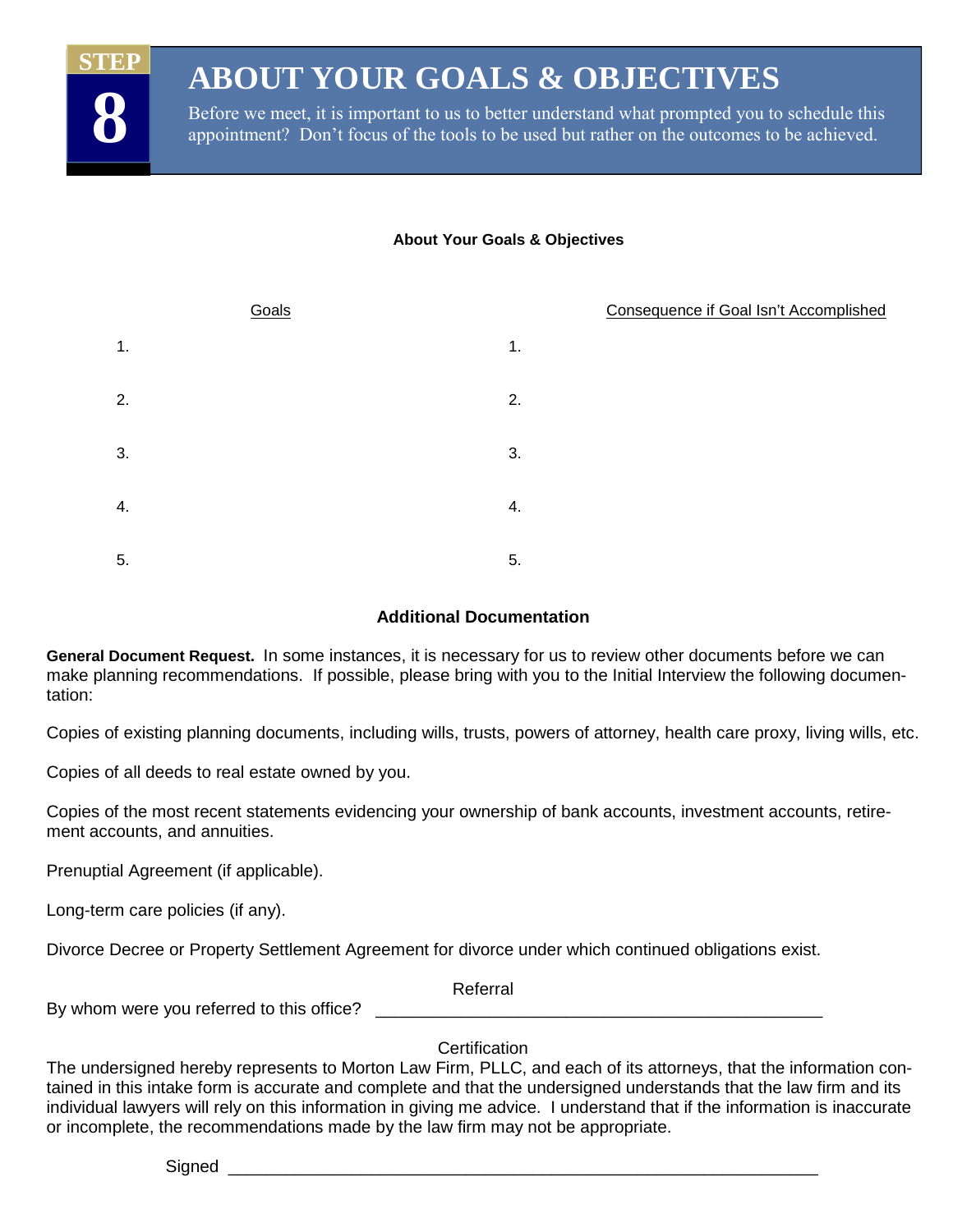STEP 8

# ABOUT YOUR GOALS & OBJECTIVES

Before we meet, it is important to us to better understand what prompted you to schedule this appointment? Don't focus of the tools to be used but rather on the outcomes to be achieved.

**About Your Goals & Objectives**

| Goals | Consequence if Goal Isn't Accomplished |
|---|---|
| 1. | 1. |
| 2. | 2. |
| 3. | 3. |
| 4. | 4. |
| 5. | 5. |

**Additional Documentation**

**General Document Request.** In some instances, it is necessary for us to review other documents before we can make planning recommendations. If possible, please bring with you to the Initial Interview the following documentation:

Copies of existing planning documents, including wills, trusts, powers of attorney, health care proxy, living wills, etc.

Copies of all deeds to real estate owned by you.

Copies of the most recent statements evidencing your ownership of bank accounts, investment accounts, retirement accounts, and annuities.

Prenuptial Agreement (if applicable).

Long-term care policies (if any).

Divorce Decree or Property Settlement Agreement for divorce under which continued obligations exist.

Referral

By whom were you referred to this office? ________________________________________________

Certification

The undersigned hereby represents to Morton Law Firm, PLLC, and each of its attorneys, that the information contained in this intake form is accurate and complete and that the undersigned understands that the law firm and its individual lawyers will rely on this information in giving me advice. I understand that if the information is inaccurate or incomplete, the recommendations made by the law firm may not be appropriate.

Signed ________________________________________________________________